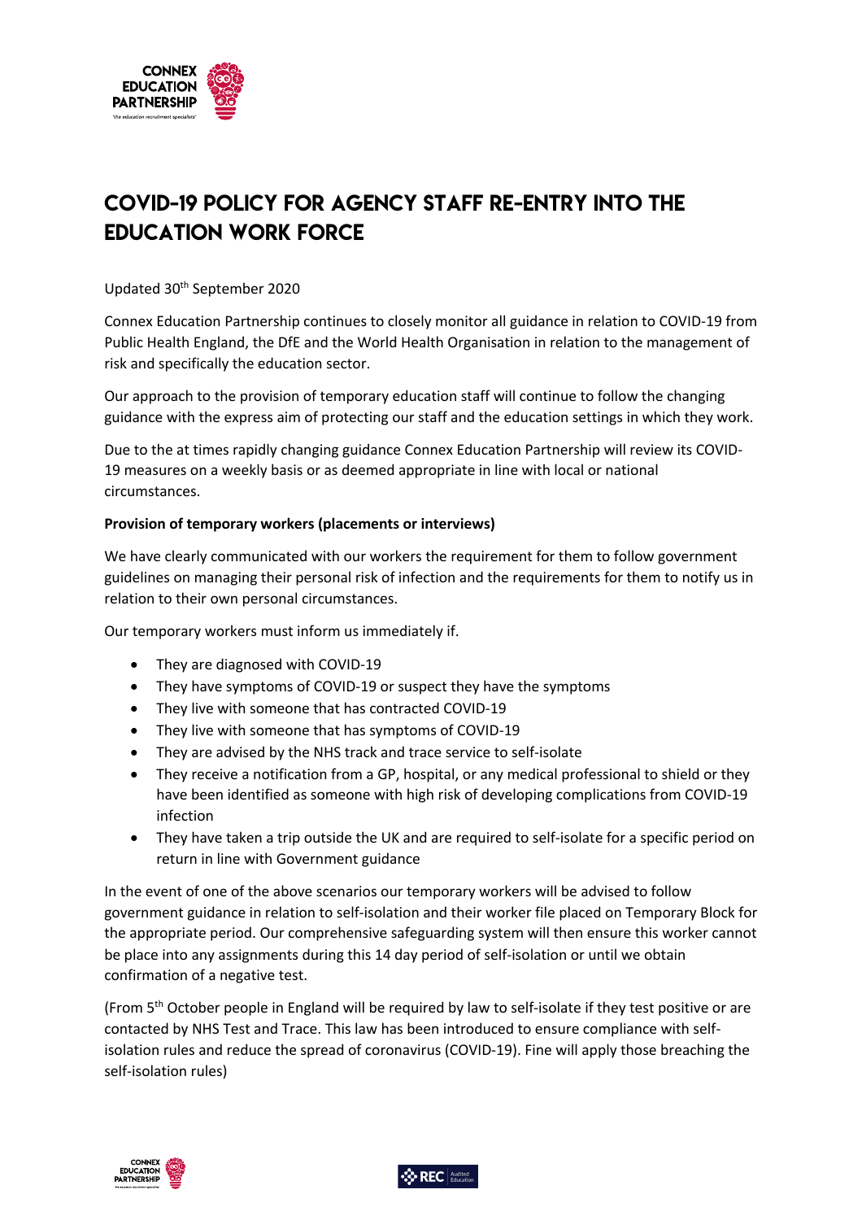# COVID-19 POLICY FOR AGENCY STAFF RE-ENTRY INTO THE EDUCATION WORK FORCE

Updated 30th September 2020

Connex Education Partnership continues to closely monitor all guidance in relation to COVID-19 from Public Health England, the DfE and the World Health Organisation in relation to the management of risk and specifically the education sector.

Our approach to the provision of temporary education staff will continue to follow the changing guidance with the express aim of protecting our staff and the education settings in which they work.

Due to the at times rapidly changing guidance Connex Education Partnership will review its COVID-19 measures on a weekly basis or as deemed appropriate in line with local or national circumstances.

**Provision of temporary workers (placements or interviews)**

We have clearly communicated with our workers the requirement for them to follow government guidelines on managing their personal risk of infection and the requirements for them to notify us in relation to their own personal circumstances.

Our temporary workers must inform us immediately if.

- They are diagnosed with COVID-19
- They have symptoms of COVID-19 or suspect they have the symptoms
- They live with someone that has contracted COVID-19
- They live with someone that has symptoms of COVID-19
- They are advised by the NHS track and trace service to self-isolate
- They receive a notification from a GP, hospital, or any medical professional to shield or they have been identified as someone with high risk of developing complications from COVID-19 infection
- They have taken a trip outside the UK and are required to self-isolate for a specific period on return in line with Government guidance

In the event of one of the above scenarios our temporary workers will be advised to follow government guidance in relation to self-isolation and their worker file placed on Temporary Block for the appropriate period. Our comprehensive safeguarding system will then ensure this worker cannot be place into any assignments during this 14 day period of self-isolation or until we obtain confirmation of a negative test.

(From 5th October people in England will be required by law to self-isolate if they test positive or are contacted by NHS Test and Trace. This law has been introduced to ensure compliance with self-isolation rules and reduce the spread of coronavirus (COVID-19). Fine will apply those breaching the self-isolation rules)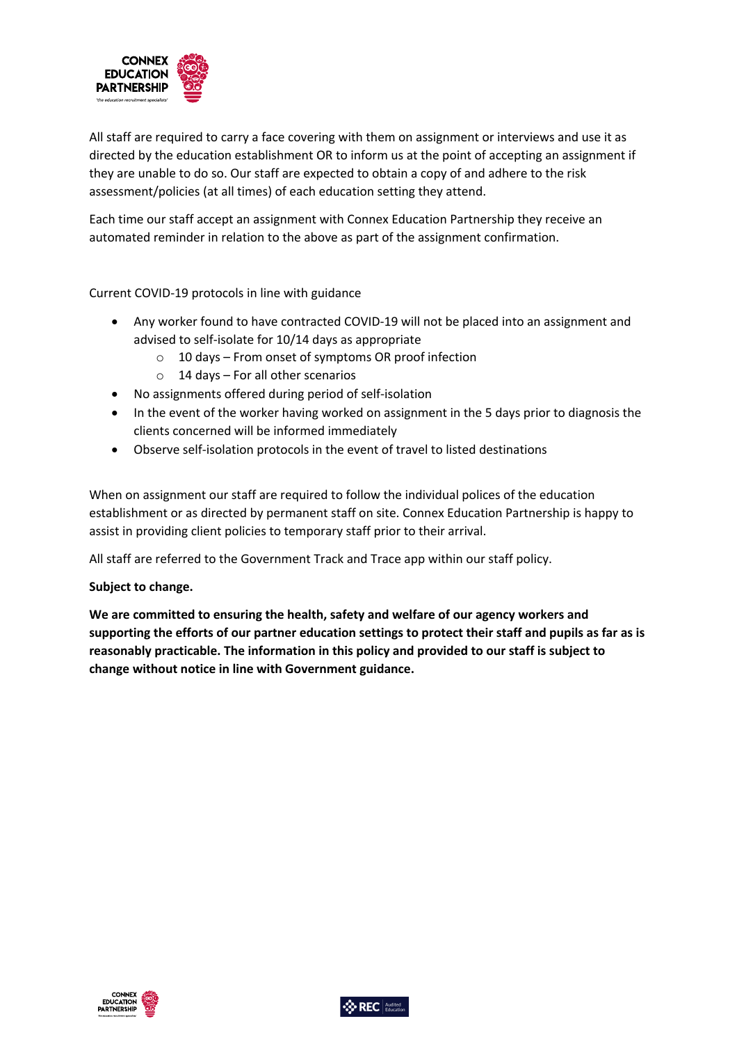All staff are required to carry a face covering with them on assignment or interviews and use it as directed by the education establishment OR to inform us at the point of accepting an assignment if they are unable to do so. Our staff are expected to obtain a copy of and adhere to the risk assessment/policies (at all times) of each education setting they attend.

Each time our staff accept an assignment with Connex Education Partnership they receive an automated reminder in relation to the above as part of the assignment confirmation.

Current COVID-19 protocols in line with guidance

- Any worker found to have contracted COVID-19 will not be placed into an assignment and advised to self-isolate for 10/14 days as appropriate
  - 10 days – From onset of symptoms OR proof infection
  - 14 days – For all other scenarios
- No assignments offered during period of self-isolation
- In the event of the worker having worked on assignment in the 5 days prior to diagnosis the clients concerned will be informed immediately
- Observe self-isolation protocols in the event of travel to listed destinations

When on assignment our staff are required to follow the individual polices of the education establishment or as directed by permanent staff on site. Connex Education Partnership is happy to assist in providing client policies to temporary staff prior to their arrival.

All staff are referred to the Government Track and Trace app within our staff policy.

**Subject to change.**

**We are committed to ensuring the health, safety and welfare of our agency workers and supporting the efforts of our partner education settings to protect their staff and pupils as far as is reasonably practicable. The information in this policy and provided to our staff is subject to change without notice in line with Government guidance.**